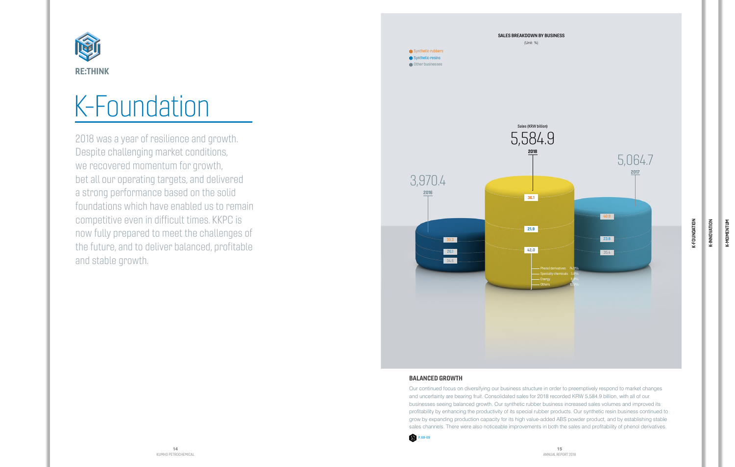RE:THINK

# K-Foundation

2018 was a year of resilience and growth. Despite challenging market conditions, we recovered momentum for growth, bet all our operating targets, and delivered a strong performance based on the solid foundations which have enabled us to remain competitive even in difficult times. KKPC is now fully prepared to meet the challenges of the future, and to deliver balanced, profitable and stable growth.

**SALES BREAKDOWN BY BUSINESS**

(Unit: %)

- Synthetic rubbers
- Synthetic resins
- Other businesses

Sales (KRW billion)

| Year | Sales (KRW billion) | Synthetic rubbers | Synthetic resins | Other businesses |
|---|---|---|---|---|
| 2016 | 3,970.4 | 39.3 | 26.1 | 34.6 |
| 2018 | 5,584.9 | 36.1 | 21.9 | 42.0 |
| 2017 | 5,064.7 | 40.8 | 23.8 | 35.4 |

Other businesses (2018): Phenol derivatives 74.8%, Specialty chemicals 5.8%, Energy 8.8%, Others 10.6%

## BALANCED GROWTH

Our continued focus on diversifying our business structure in order to preemptively respond to market changes and uncertainty are bearing fruit. Consolidated sales for 2018 recorded KRW 5,584.9 billion, with all of our businesses seeing balanced growth. Our synthetic rubber business increased sales volumes and improved its profitability by enhancing the productivity of its special rubber products. Our synthetic resin business continued to grow by expanding production capacity for its high value-added ABS powder product, and by establishing stable sales channels. There were also noticeable improvements in both the sales and profitability of phenol derivatives.

P. 68-69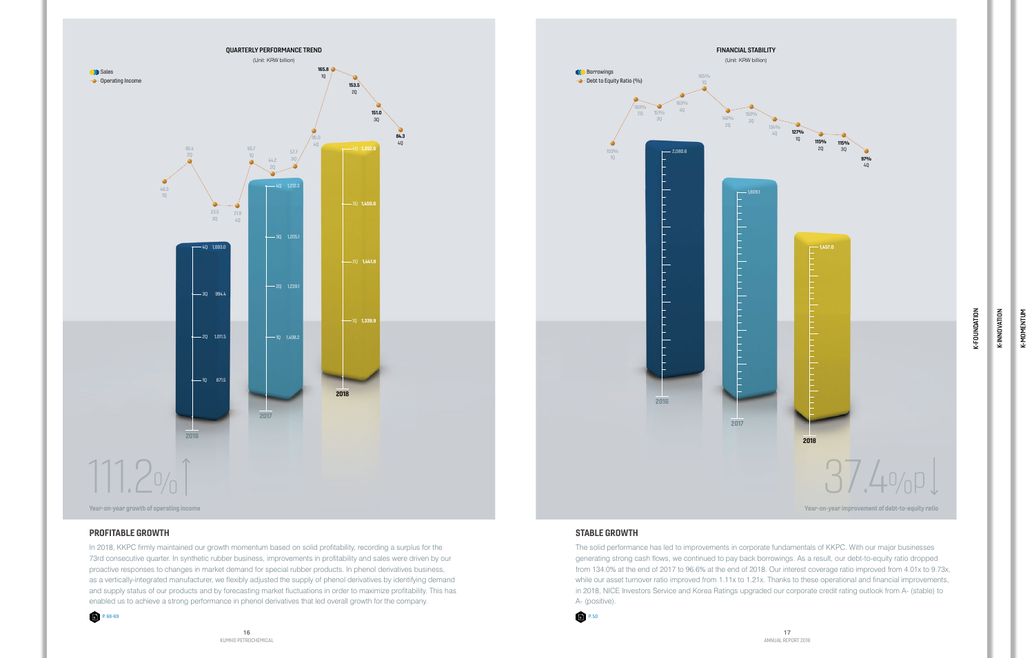QUARTERLY PERFORMANCE TREND

(Unit: KRW billion)

Sales

Operating Income

48.3
1Q

86.4
2Q

23.5
3Q

21.9
4Q

65.7
1Q

44.2
2Q

57.7
3Q

95.0
4Q

165.8
1Q

153.5
2Q

151.0
3Q

84.3
4Q

4Q 1,093.0

3Q 994.4

2Q 1,011.5

1Q 871.5

2016

4Q 1,212.3

3Q 1,205.1

2Q 1,239.1

1Q 1,408.2

2017

4Q 1,352.8

3Q 1,450.6

2Q 1,441.8

1Q 1,339.9

2018

111.2%↑

Year-on-year growth of operating income

## PROFITABLE GROWTH

In 2018, KKPC firmly maintained our growth momentum based on solid profitability, recording a surplus for the 73rd consecutive quarter. In synthetic rubber business, improvements in profitability and sales were driven by our proactive responses to changes in market demand for special rubber products. In phenol derivatives business, as a vertically-integrated manufacturer, we flexibly adjusted the supply of phenol derivatives by identifying demand and supply status of our products and by forecasting market fluctuations in order to maximize profitability. This has enabled us to achieve a strong performance in phenol derivatives that led overall growth for the company.

P. 68-69

FINANCIAL STABILITY

(Unit: KRW billion)

Borrowings

Debt to Equity Ratio (%)

102%
1Q

160%
2Q

157%
3Q

163%
4Q

180%
1Q

146%
2Q

150%
3Q

134%
4Q

127%
1Q

115%
2Q

115%
3Q

97%
4Q

2,080.6

2016

1,809.1

2017

1,457.0

2018

37.4%p↓

Year-on-year improvement of debt-to-equity ratio

## STABLE GROWTH

The solid performance has led to improvements in corporate fundamentals of KKPC. With our major businesses generating strong cash flows, we continued to pay back borrowings. As a result, our debt-to-equity ratio dropped from 134.0% at the end of 2017 to 96.6% at the end of 2018. Our interest coverage ratio improved from 4.01x to 9.73x, while our asset turnover ratio improved from 1.11x to 1.21x. Thanks to these operational and financial improvements, in 2018, NICE Investors Service and Korea Ratings upgraded our corporate credit rating outlook from A- (stable) to A- (positive).

P. 50